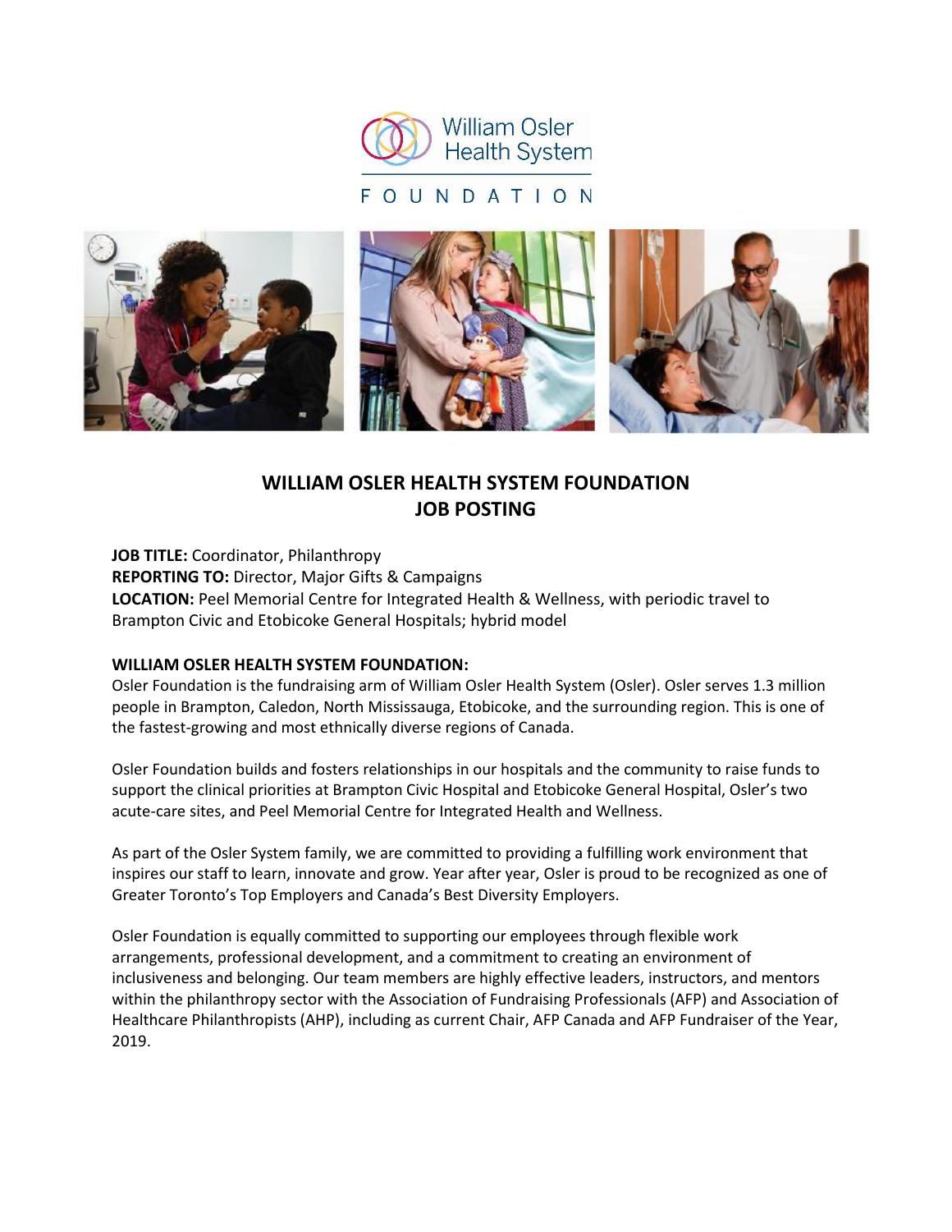William Osler Health System

FOUNDATION

# WILLIAM OSLER HEALTH SYSTEM FOUNDATION JOB POSTING

**JOB TITLE:** Coordinator, Philanthropy
**REPORTING TO:** Director, Major Gifts & Campaigns
**LOCATION:** Peel Memorial Centre for Integrated Health & Wellness, with periodic travel to Brampton Civic and Etobicoke General Hospitals; hybrid model

**WILLIAM OSLER HEALTH SYSTEM FOUNDATION:**
Osler Foundation is the fundraising arm of William Osler Health System (Osler). Osler serves 1.3 million people in Brampton, Caledon, North Mississauga, Etobicoke, and the surrounding region. This is one of the fastest-growing and most ethnically diverse regions of Canada.

Osler Foundation builds and fosters relationships in our hospitals and the community to raise funds to support the clinical priorities at Brampton Civic Hospital and Etobicoke General Hospital, Osler's two acute-care sites, and Peel Memorial Centre for Integrated Health and Wellness.

As part of the Osler System family, we are committed to providing a fulfilling work environment that inspires our staff to learn, innovate and grow. Year after year, Osler is proud to be recognized as one of Greater Toronto's Top Employers and Canada's Best Diversity Employers.

Osler Foundation is equally committed to supporting our employees through flexible work arrangements, professional development, and a commitment to creating an environment of inclusiveness and belonging. Our team members are highly effective leaders, instructors, and mentors within the philanthropy sector with the Association of Fundraising Professionals (AFP) and Association of Healthcare Philanthropists (AHP), including as current Chair, AFP Canada and AFP Fundraiser of the Year, 2019.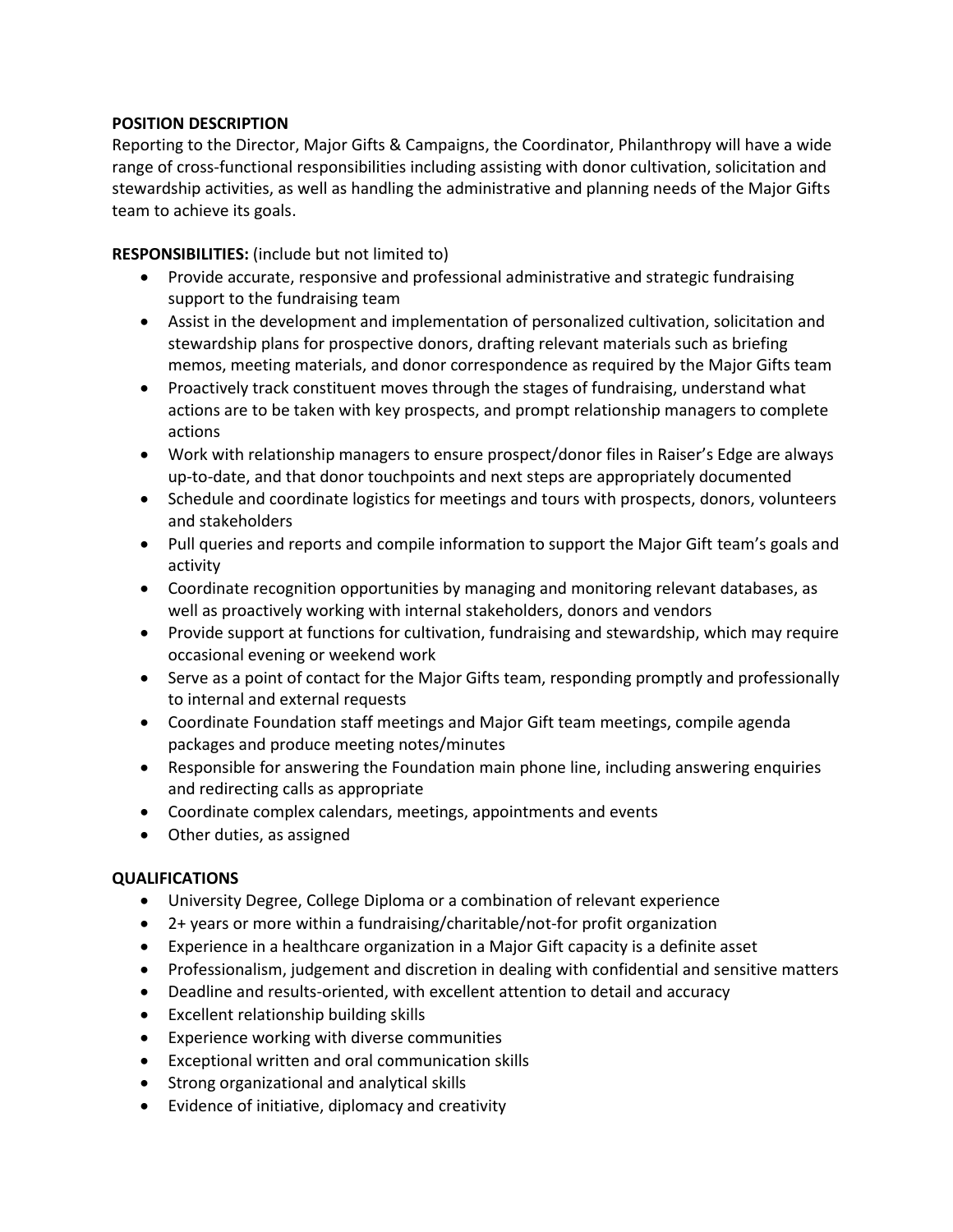**POSITION DESCRIPTION**

Reporting to the Director, Major Gifts & Campaigns, the Coordinator, Philanthropy will have a wide range of cross-functional responsibilities including assisting with donor cultivation, solicitation and stewardship activities, as well as handling the administrative and planning needs of the Major Gifts team to achieve its goals.

**RESPONSIBILITIES:** (include but not limited to)

- Provide accurate, responsive and professional administrative and strategic fundraising support to the fundraising team
- Assist in the development and implementation of personalized cultivation, solicitation and stewardship plans for prospective donors, drafting relevant materials such as briefing memos, meeting materials, and donor correspondence as required by the Major Gifts team
- Proactively track constituent moves through the stages of fundraising, understand what actions are to be taken with key prospects, and prompt relationship managers to complete actions
- Work with relationship managers to ensure prospect/donor files in Raiser's Edge are always up-to-date, and that donor touchpoints and next steps are appropriately documented
- Schedule and coordinate logistics for meetings and tours with prospects, donors, volunteers and stakeholders
- Pull queries and reports and compile information to support the Major Gift team's goals and activity
- Coordinate recognition opportunities by managing and monitoring relevant databases, as well as proactively working with internal stakeholders, donors and vendors
- Provide support at functions for cultivation, fundraising and stewardship, which may require occasional evening or weekend work
- Serve as a point of contact for the Major Gifts team, responding promptly and professionally to internal and external requests
- Coordinate Foundation staff meetings and Major Gift team meetings, compile agenda packages and produce meeting notes/minutes
- Responsible for answering the Foundation main phone line, including answering enquiries and redirecting calls as appropriate
- Coordinate complex calendars, meetings, appointments and events
- Other duties, as assigned

**QUALIFICATIONS**

- University Degree, College Diploma or a combination of relevant experience
- 2+ years or more within a fundraising/charitable/not-for profit organization
- Experience in a healthcare organization in a Major Gift capacity is a definite asset
- Professionalism, judgement and discretion in dealing with confidential and sensitive matters
- Deadline and results-oriented, with excellent attention to detail and accuracy
- Excellent relationship building skills
- Experience working with diverse communities
- Exceptional written and oral communication skills
- Strong organizational and analytical skills
- Evidence of initiative, diplomacy and creativity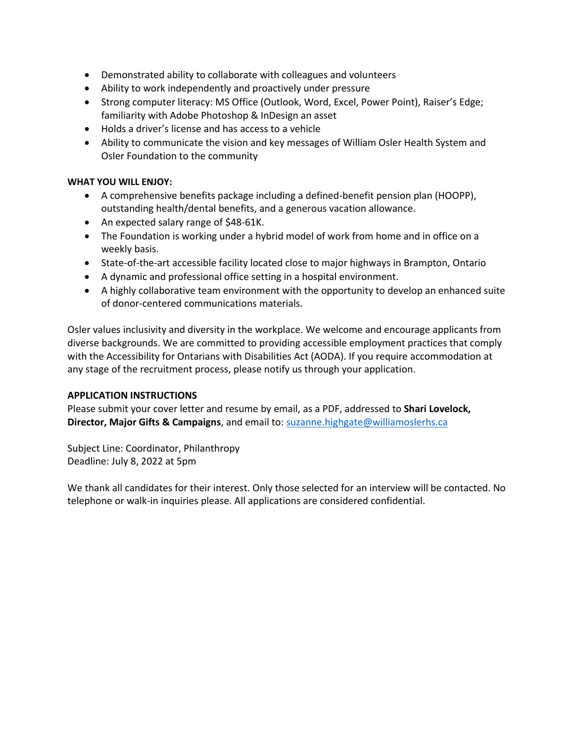- Demonstrated ability to collaborate with colleagues and volunteers
- Ability to work independently and proactively under pressure
- Strong computer literacy: MS Office (Outlook, Word, Excel, Power Point), Raiser's Edge; familiarity with Adobe Photoshop & InDesign an asset
- Holds a driver's license and has access to a vehicle
- Ability to communicate the vision and key messages of William Osler Health System and Osler Foundation to the community

**WHAT YOU WILL ENJOY:**

- A comprehensive benefits package including a defined-benefit pension plan (HOOPP), outstanding health/dental benefits, and a generous vacation allowance.
- An expected salary range of $48-61K.
- The Foundation is working under a hybrid model of work from home and in office on a weekly basis.
- State-of-the-art accessible facility located close to major highways in Brampton, Ontario
- A dynamic and professional office setting in a hospital environment.
- A highly collaborative team environment with the opportunity to develop an enhanced suite of donor-centered communications materials.

Osler values inclusivity and diversity in the workplace. We welcome and encourage applicants from diverse backgrounds. We are committed to providing accessible employment practices that comply with the Accessibility for Ontarians with Disabilities Act (AODA). If you require accommodation at any stage of the recruitment process, please notify us through your application.

**APPLICATION INSTRUCTIONS**

Please submit your cover letter and resume by email, as a PDF, addressed to **Shari Lovelock, Director, Major Gifts & Campaigns**, and email to: suzanne.highgate@williamoslerhs.ca

Subject Line: Coordinator, Philanthropy
Deadline: July 8, 2022 at 5pm

We thank all candidates for their interest. Only those selected for an interview will be contacted. No telephone or walk-in inquiries please. All applications are considered confidential.